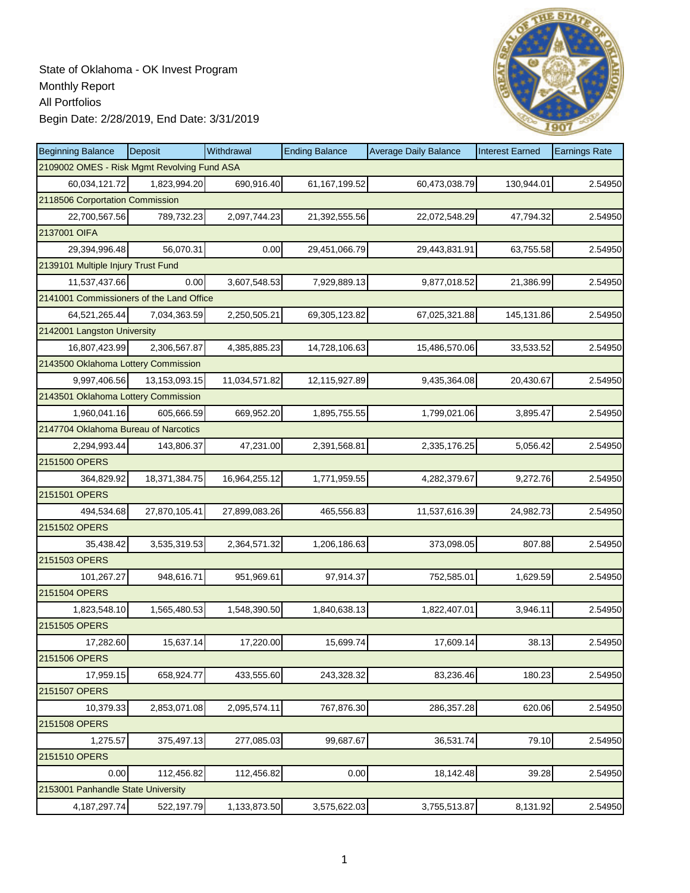State of Oklahoma - OK Invest Program
Monthly Report
All Portfolios
Begin Date: 2/28/2019, End Date: 3/31/2019

| Beginning Balance | Deposit | Withdrawal | Ending Balance | Average Daily Balance | Interest Earned | Earnings Rate |
|---|---|---|---|---|---|---|
| 2109002 OMES - Risk Mgmt Revolving Fund ASA | | | | | | |
| 60,034,121.72 | 1,823,994.20 | 690,916.40 | 61,167,199.52 | 60,473,038.79 | 130,944.01 | 2.54950 |
| 2118506 Corportation Commission | | | | | | |
| 22,700,567.56 | 789,732.23 | 2,097,744.23 | 21,392,555.56 | 22,072,548.29 | 47,794.32 | 2.54950 |
| 2137001 OIFA | | | | | | |
| 29,394,996.48 | 56,070.31 | 0.00 | 29,451,066.79 | 29,443,831.91 | 63,755.58 | 2.54950 |
| 2139101 Multiple Injury Trust Fund | | | | | | |
| 11,537,437.66 | 0.00 | 3,607,548.53 | 7,929,889.13 | 9,877,018.52 | 21,386.99 | 2.54950 |
| 2141001 Commissioners of the Land Office | | | | | | |
| 64,521,265.44 | 7,034,363.59 | 2,250,505.21 | 69,305,123.82 | 67,025,321.88 | 145,131.86 | 2.54950 |
| 2142001 Langston University | | | | | | |
| 16,807,423.99 | 2,306,567.87 | 4,385,885.23 | 14,728,106.63 | 15,486,570.06 | 33,533.52 | 2.54950 |
| 2143500 Oklahoma Lottery Commission | | | | | | |
| 9,997,406.56 | 13,153,093.15 | 11,034,571.82 | 12,115,927.89 | 9,435,364.08 | 20,430.67 | 2.54950 |
| 2143501 Oklahoma Lottery Commission | | | | | | |
| 1,960,041.16 | 605,666.59 | 669,952.20 | 1,895,755.55 | 1,799,021.06 | 3,895.47 | 2.54950 |
| 2147704 Oklahoma Bureau of Narcotics | | | | | | |
| 2,294,993.44 | 143,806.37 | 47,231.00 | 2,391,568.81 | 2,335,176.25 | 5,056.42 | 2.54950 |
| 2151500 OPERS | | | | | | |
| 364,829.92 | 18,371,384.75 | 16,964,255.12 | 1,771,959.55 | 4,282,379.67 | 9,272.76 | 2.54950 |
| 2151501 OPERS | | | | | | |
| 494,534.68 | 27,870,105.41 | 27,899,083.26 | 465,556.83 | 11,537,616.39 | 24,982.73 | 2.54950 |
| 2151502 OPERS | | | | | | |
| 35,438.42 | 3,535,319.53 | 2,364,571.32 | 1,206,186.63 | 373,098.05 | 807.88 | 2.54950 |
| 2151503 OPERS | | | | | | |
| 101,267.27 | 948,616.71 | 951,969.61 | 97,914.37 | 752,585.01 | 1,629.59 | 2.54950 |
| 2151504 OPERS | | | | | | |
| 1,823,548.10 | 1,565,480.53 | 1,548,390.50 | 1,840,638.13 | 1,822,407.01 | 3,946.11 | 2.54950 |
| 2151505 OPERS | | | | | | |
| 17,282.60 | 15,637.14 | 17,220.00 | 15,699.74 | 17,609.14 | 38.13 | 2.54950 |
| 2151506 OPERS | | | | | | |
| 17,959.15 | 658,924.77 | 433,555.60 | 243,328.32 | 83,236.46 | 180.23 | 2.54950 |
| 2151507 OPERS | | | | | | |
| 10,379.33 | 2,853,071.08 | 2,095,574.11 | 767,876.30 | 286,357.28 | 620.06 | 2.54950 |
| 2151508 OPERS | | | | | | |
| 1,275.57 | 375,497.13 | 277,085.03 | 99,687.67 | 36,531.74 | 79.10 | 2.54950 |
| 2151510 OPERS | | | | | | |
| 0.00 | 112,456.82 | 112,456.82 | 0.00 | 18,142.48 | 39.28 | 2.54950 |
| 2153001 Panhandle State University | | | | | | |
| 4,187,297.74 | 522,197.79 | 1,133,873.50 | 3,575,622.03 | 3,755,513.87 | 8,131.92 | 2.54950 |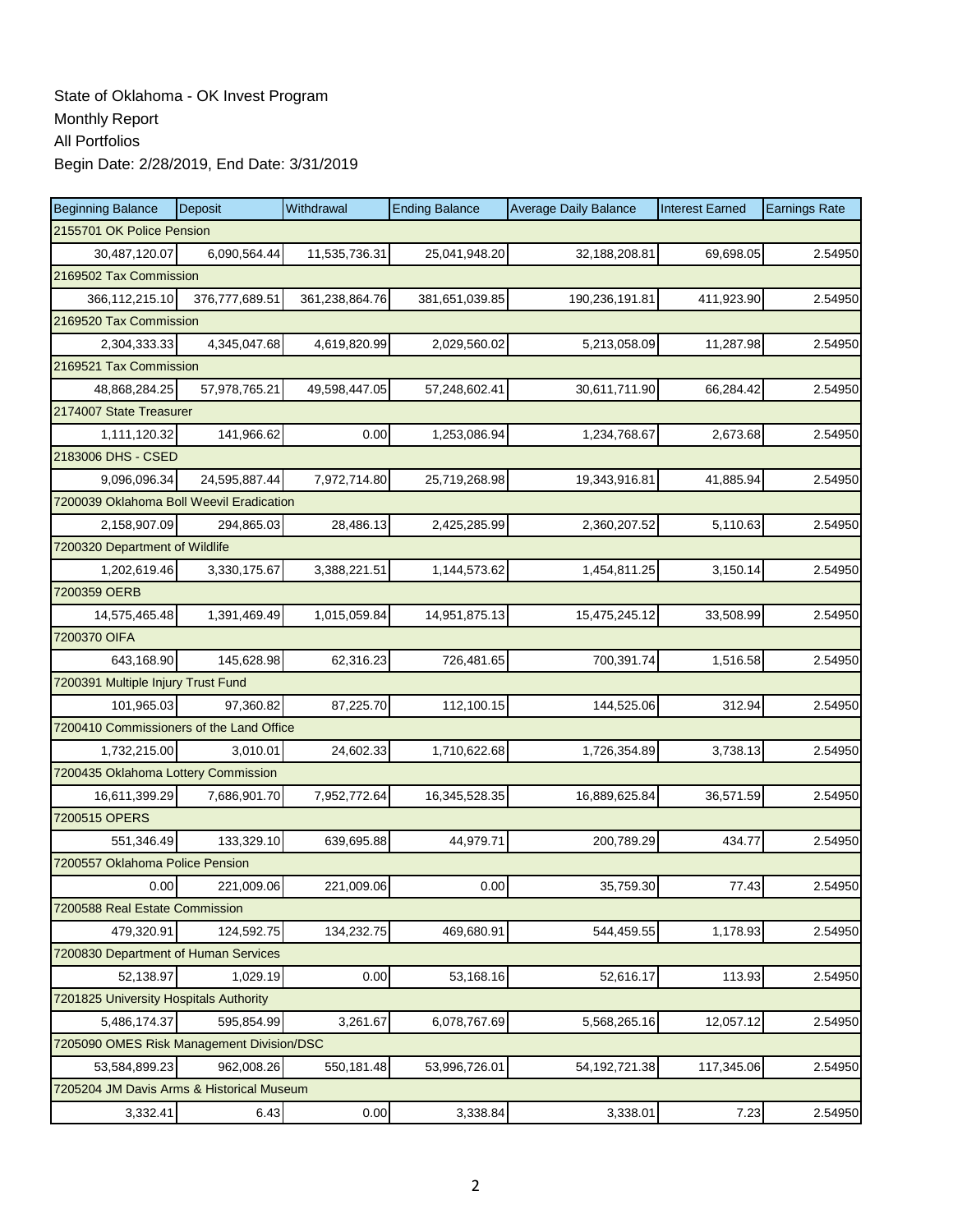State of Oklahoma - OK Invest Program
Monthly Report
All Portfolios
Begin Date: 2/28/2019, End Date: 3/31/2019

| Beginning Balance | Deposit | Withdrawal | Ending Balance | Average Daily Balance | Interest Earned | Earnings Rate |
|---|---|---|---|---|---|---|
| 2155701 OK Police Pension | | | | | | |
| 30,487,120.07 | 6,090,564.44 | 11,535,736.31 | 25,041,948.20 | 32,188,208.81 | 69,698.05 | 2.54950 |
| 2169502 Tax Commission | | | | | | |
| 366,112,215.10 | 376,777,689.51 | 361,238,864.76 | 381,651,039.85 | 190,236,191.81 | 411,923.90 | 2.54950 |
| 2169520 Tax Commission | | | | | | |
| 2,304,333.33 | 4,345,047.68 | 4,619,820.99 | 2,029,560.02 | 5,213,058.09 | 11,287.98 | 2.54950 |
| 2169521 Tax Commission | | | | | | |
| 48,868,284.25 | 57,978,765.21 | 49,598,447.05 | 57,248,602.41 | 30,611,711.90 | 66,284.42 | 2.54950 |
| 2174007 State Treasurer | | | | | | |
| 1,111,120.32 | 141,966.62 | 0.00 | 1,253,086.94 | 1,234,768.67 | 2,673.68 | 2.54950 |
| 2183006 DHS - CSED | | | | | | |
| 9,096,096.34 | 24,595,887.44 | 7,972,714.80 | 25,719,268.98 | 19,343,916.81 | 41,885.94 | 2.54950 |
| 7200039 Oklahoma Boll Weevil Eradication | | | | | | |
| 2,158,907.09 | 294,865.03 | 28,486.13 | 2,425,285.99 | 2,360,207.52 | 5,110.63 | 2.54950 |
| 7200320 Department of Wildlife | | | | | | |
| 1,202,619.46 | 3,330,175.67 | 3,388,221.51 | 1,144,573.62 | 1,454,811.25 | 3,150.14 | 2.54950 |
| 7200359 OERB | | | | | | |
| 14,575,465.48 | 1,391,469.49 | 1,015,059.84 | 14,951,875.13 | 15,475,245.12 | 33,508.99 | 2.54950 |
| 7200370 OIFA | | | | | | |
| 643,168.90 | 145,628.98 | 62,316.23 | 726,481.65 | 700,391.74 | 1,516.58 | 2.54950 |
| 7200391 Multiple Injury Trust Fund | | | | | | |
| 101,965.03 | 97,360.82 | 87,225.70 | 112,100.15 | 144,525.06 | 312.94 | 2.54950 |
| 7200410 Commissioners of the Land Office | | | | | | |
| 1,732,215.00 | 3,010.01 | 24,602.33 | 1,710,622.68 | 1,726,354.89 | 3,738.13 | 2.54950 |
| 7200435 Oklahoma Lottery Commission | | | | | | |
| 16,611,399.29 | 7,686,901.70 | 7,952,772.64 | 16,345,528.35 | 16,889,625.84 | 36,571.59 | 2.54950 |
| 7200515 OPERS | | | | | | |
| 551,346.49 | 133,329.10 | 639,695.88 | 44,979.71 | 200,789.29 | 434.77 | 2.54950 |
| 7200557 Oklahoma Police Pension | | | | | | |
| 0.00 | 221,009.06 | 221,009.06 | 0.00 | 35,759.30 | 77.43 | 2.54950 |
| 7200588 Real Estate Commission | | | | | | |
| 479,320.91 | 124,592.75 | 134,232.75 | 469,680.91 | 544,459.55 | 1,178.93 | 2.54950 |
| 7200830 Department of Human Services | | | | | | |
| 52,138.97 | 1,029.19 | 0.00 | 53,168.16 | 52,616.17 | 113.93 | 2.54950 |
| 7201825 University Hospitals Authority | | | | | | |
| 5,486,174.37 | 595,854.99 | 3,261.67 | 6,078,767.69 | 5,568,265.16 | 12,057.12 | 2.54950 |
| 7205090 OMES Risk Management Division/DSC | | | | | | |
| 53,584,899.23 | 962,008.26 | 550,181.48 | 53,996,726.01 | 54,192,721.38 | 117,345.06 | 2.54950 |
| 7205204 JM Davis Arms & Historical Museum | | | | | | |
| 3,332.41 | 6.43 | 0.00 | 3,338.84 | 3,338.01 | 7.23 | 2.54950 |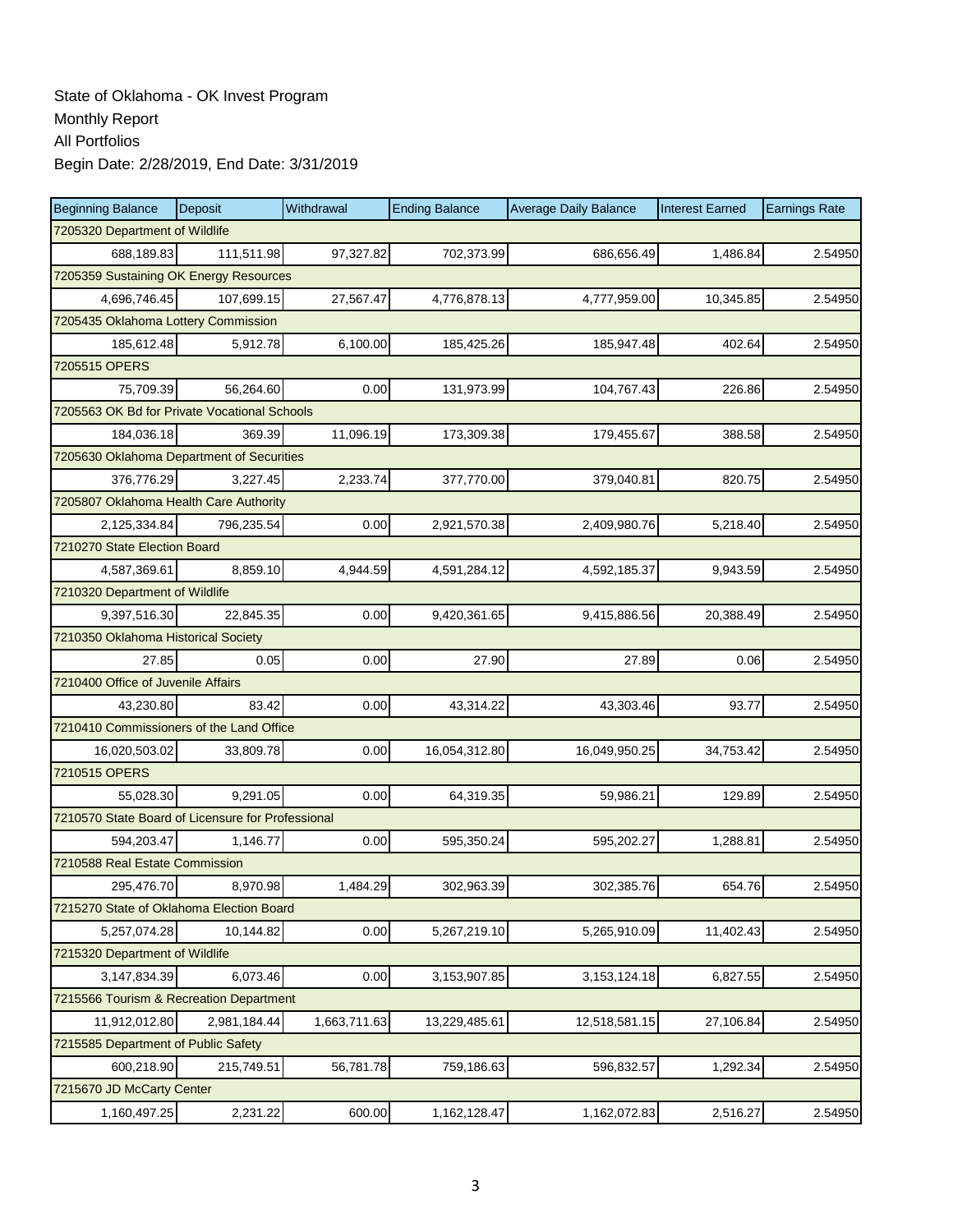State of Oklahoma - OK Invest Program
Monthly Report
All Portfolios
Begin Date: 2/28/2019, End Date: 3/31/2019

| Beginning Balance | Deposit | Withdrawal | Ending Balance | Average Daily Balance | Interest Earned | Earnings Rate |
|---|---|---|---|---|---|---|
| 7205320 Department of Wildlife | | | | | | |
| 688,189.83 | 111,511.98 | 97,327.82 | 702,373.99 | 686,656.49 | 1,486.84 | 2.54950 |
| 7205359 Sustaining OK Energy Resources | | | | | | |
| 4,696,746.45 | 107,699.15 | 27,567.47 | 4,776,878.13 | 4,777,959.00 | 10,345.85 | 2.54950 |
| 7205435 Oklahoma Lottery Commission | | | | | | |
| 185,612.48 | 5,912.78 | 6,100.00 | 185,425.26 | 185,947.48 | 402.64 | 2.54950 |
| 7205515 OPERS | | | | | | |
| 75,709.39 | 56,264.60 | 0.00 | 131,973.99 | 104,767.43 | 226.86 | 2.54950 |
| 7205563 OK Bd for Private Vocational Schools | | | | | | |
| 184,036.18 | 369.39 | 11,096.19 | 173,309.38 | 179,455.67 | 388.58 | 2.54950 |
| 7205630 Oklahoma Department of Securities | | | | | | |
| 376,776.29 | 3,227.45 | 2,233.74 | 377,770.00 | 379,040.81 | 820.75 | 2.54950 |
| 7205807 Oklahoma Health Care Authority | | | | | | |
| 2,125,334.84 | 796,235.54 | 0.00 | 2,921,570.38 | 2,409,980.76 | 5,218.40 | 2.54950 |
| 7210270 State Election Board | | | | | | |
| 4,587,369.61 | 8,859.10 | 4,944.59 | 4,591,284.12 | 4,592,185.37 | 9,943.59 | 2.54950 |
| 7210320 Department of Wildlife | | | | | | |
| 9,397,516.30 | 22,845.35 | 0.00 | 9,420,361.65 | 9,415,886.56 | 20,388.49 | 2.54950 |
| 7210350 Oklahoma Historical Society | | | | | | |
| 27.85 | 0.05 | 0.00 | 27.90 | 27.89 | 0.06 | 2.54950 |
| 7210400 Office of Juvenile Affairs | | | | | | |
| 43,230.80 | 83.42 | 0.00 | 43,314.22 | 43,303.46 | 93.77 | 2.54950 |
| 7210410 Commissioners of the Land Office | | | | | | |
| 16,020,503.02 | 33,809.78 | 0.00 | 16,054,312.80 | 16,049,950.25 | 34,753.42 | 2.54950 |
| 7210515 OPERS | | | | | | |
| 55,028.30 | 9,291.05 | 0.00 | 64,319.35 | 59,986.21 | 129.89 | 2.54950 |
| 7210570 State Board of Licensure for Professional | | | | | | |
| 594,203.47 | 1,146.77 | 0.00 | 595,350.24 | 595,202.27 | 1,288.81 | 2.54950 |
| 7210588 Real Estate Commission | | | | | | |
| 295,476.70 | 8,970.98 | 1,484.29 | 302,963.39 | 302,385.76 | 654.76 | 2.54950 |
| 7215270 State of Oklahoma Election Board | | | | | | |
| 5,257,074.28 | 10,144.82 | 0.00 | 5,267,219.10 | 5,265,910.09 | 11,402.43 | 2.54950 |
| 7215320 Department of Wildlife | | | | | | |
| 3,147,834.39 | 6,073.46 | 0.00 | 3,153,907.85 | 3,153,124.18 | 6,827.55 | 2.54950 |
| 7215566 Tourism & Recreation Department | | | | | | |
| 11,912,012.80 | 2,981,184.44 | 1,663,711.63 | 13,229,485.61 | 12,518,581.15 | 27,106.84 | 2.54950 |
| 7215585 Department of Public Safety | | | | | | |
| 600,218.90 | 215,749.51 | 56,781.78 | 759,186.63 | 596,832.57 | 1,292.34 | 2.54950 |
| 7215670 JD McCarty Center | | | | | | |
| 1,160,497.25 | 2,231.22 | 600.00 | 1,162,128.47 | 1,162,072.83 | 2,516.27 | 2.54950 |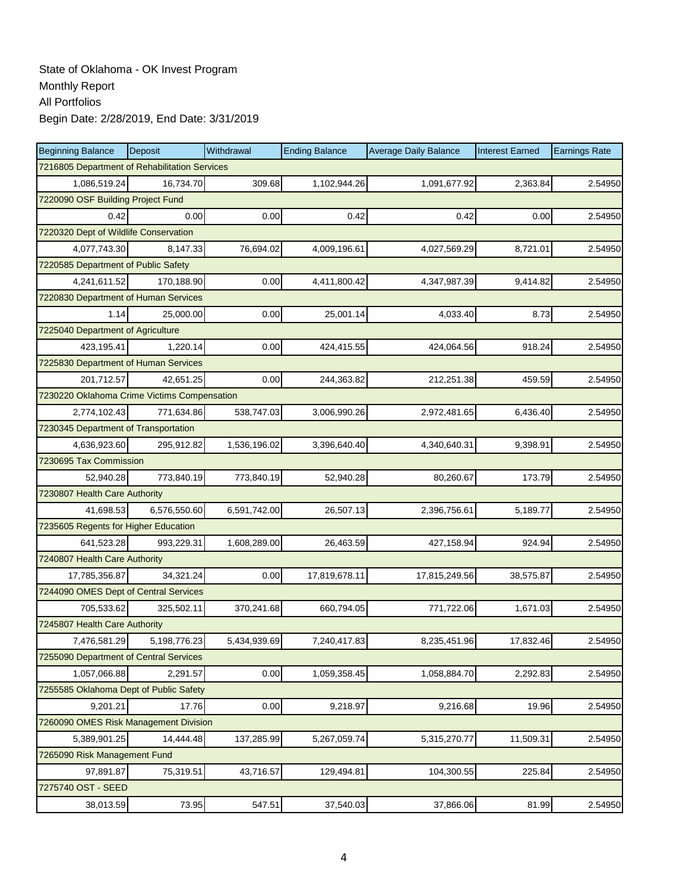State of Oklahoma - OK Invest Program
Monthly Report
All Portfolios
Begin Date: 2/28/2019, End Date: 3/31/2019

| Beginning Balance | Deposit | Withdrawal | Ending Balance | Average Daily Balance | Interest Earned | Earnings Rate |
|---|---|---|---|---|---|---|
| 7216805 Department of Rehabilitation Services | | | | | | |
| 1,086,519.24 | 16,734.70 | 309.68 | 1,102,944.26 | 1,091,677.92 | 2,363.84 | 2.54950 |
| 7220090 OSF Building Project Fund | | | | | | |
| 0.42 | 0.00 | 0.00 | 0.42 | 0.42 | 0.00 | 2.54950 |
| 7220320 Dept of Wildlife Conservation | | | | | | |
| 4,077,743.30 | 8,147.33 | 76,694.02 | 4,009,196.61 | 4,027,569.29 | 8,721.01 | 2.54950 |
| 7220585 Department of Public Safety | | | | | | |
| 4,241,611.52 | 170,188.90 | 0.00 | 4,411,800.42 | 4,347,987.39 | 9,414.82 | 2.54950 |
| 7220830 Department of Human Services | | | | | | |
| 1.14 | 25,000.00 | 0.00 | 25,001.14 | 4,033.40 | 8.73 | 2.54950 |
| 7225040 Department of Agriculture | | | | | | |
| 423,195.41 | 1,220.14 | 0.00 | 424,415.55 | 424,064.56 | 918.24 | 2.54950 |
| 7225830 Department of Human Services | | | | | | |
| 201,712.57 | 42,651.25 | 0.00 | 244,363.82 | 212,251.38 | 459.59 | 2.54950 |
| 7230220 Oklahoma Crime Victims Compensation | | | | | | |
| 2,774,102.43 | 771,634.86 | 538,747.03 | 3,006,990.26 | 2,972,481.65 | 6,436.40 | 2.54950 |
| 7230345 Department of Transportation | | | | | | |
| 4,636,923.60 | 295,912.82 | 1,536,196.02 | 3,396,640.40 | 4,340,640.31 | 9,398.91 | 2.54950 |
| 7230695 Tax Commission | | | | | | |
| 52,940.28 | 773,840.19 | 773,840.19 | 52,940.28 | 80,260.67 | 173.79 | 2.54950 |
| 7230807 Health Care Authority | | | | | | |
| 41,698.53 | 6,576,550.60 | 6,591,742.00 | 26,507.13 | 2,396,756.61 | 5,189.77 | 2.54950 |
| 7235605 Regents for Higher Education | | | | | | |
| 641,523.28 | 993,229.31 | 1,608,289.00 | 26,463.59 | 427,158.94 | 924.94 | 2.54950 |
| 7240807 Health Care Authority | | | | | | |
| 17,785,356.87 | 34,321.24 | 0.00 | 17,819,678.11 | 17,815,249.56 | 38,575.87 | 2.54950 |
| 7244090 OMES Dept of Central Services | | | | | | |
| 705,533.62 | 325,502.11 | 370,241.68 | 660,794.05 | 771,722.06 | 1,671.03 | 2.54950 |
| 7245807 Health Care Authority | | | | | | |
| 7,476,581.29 | 5,198,776.23 | 5,434,939.69 | 7,240,417.83 | 8,235,451.96 | 17,832.46 | 2.54950 |
| 7255090 Department of Central Services | | | | | | |
| 1,057,066.88 | 2,291.57 | 0.00 | 1,059,358.45 | 1,058,884.70 | 2,292.83 | 2.54950 |
| 7255585 Oklahoma Dept of Public Safety | | | | | | |
| 9,201.21 | 17.76 | 0.00 | 9,218.97 | 9,216.68 | 19.96 | 2.54950 |
| 7260090 OMES Risk Management Division | | | | | | |
| 5,389,901.25 | 14,444.48 | 137,285.99 | 5,267,059.74 | 5,315,270.77 | 11,509.31 | 2.54950 |
| 7265090 Risk Management Fund | | | | | | |
| 97,891.87 | 75,319.51 | 43,716.57 | 129,494.81 | 104,300.55 | 225.84 | 2.54950 |
| 7275740 OST - SEED | | | | | | |
| 38,013.59 | 73.95 | 547.51 | 37,540.03 | 37,866.06 | 81.99 | 2.54950 |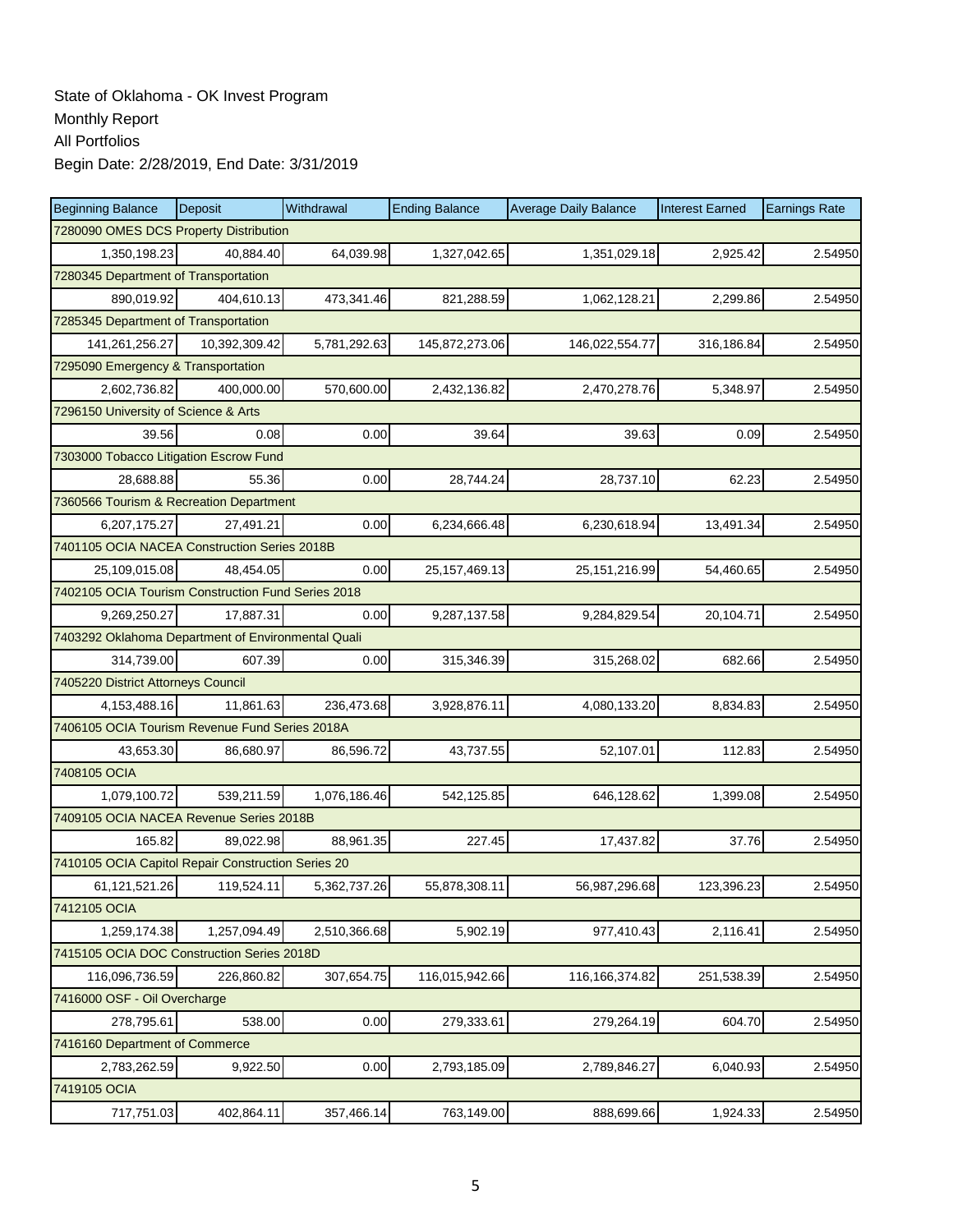State of Oklahoma - OK Invest Program
Monthly Report
All Portfolios
Begin Date: 2/28/2019, End Date: 3/31/2019

| Beginning Balance | Deposit | Withdrawal | Ending Balance | Average Daily Balance | Interest Earned | Earnings Rate |
|---|---|---|---|---|---|---|
| 7280090 OMES DCS Property Distribution | | | | | | |
| 1,350,198.23 | 40,884.40 | 64,039.98 | 1,327,042.65 | 1,351,029.18 | 2,925.42 | 2.54950 |
| 7280345 Department of Transportation | | | | | | |
| 890,019.92 | 404,610.13 | 473,341.46 | 821,288.59 | 1,062,128.21 | 2,299.86 | 2.54950 |
| 7285345 Department of Transportation | | | | | | |
| 141,261,256.27 | 10,392,309.42 | 5,781,292.63 | 145,872,273.06 | 146,022,554.77 | 316,186.84 | 2.54950 |
| 7295090 Emergency & Transportation | | | | | | |
| 2,602,736.82 | 400,000.00 | 570,600.00 | 2,432,136.82 | 2,470,278.76 | 5,348.97 | 2.54950 |
| 7296150 University of Science & Arts | | | | | | |
| 39.56 | 0.08 | 0.00 | 39.64 | 39.63 | 0.09 | 2.54950 |
| 7303000 Tobacco Litigation Escrow Fund | | | | | | |
| 28,688.88 | 55.36 | 0.00 | 28,744.24 | 28,737.10 | 62.23 | 2.54950 |
| 7360566 Tourism & Recreation Department | | | | | | |
| 6,207,175.27 | 27,491.21 | 0.00 | 6,234,666.48 | 6,230,618.94 | 13,491.34 | 2.54950 |
| 7401105 OCIA NACEA Construction Series 2018B | | | | | | |
| 25,109,015.08 | 48,454.05 | 0.00 | 25,157,469.13 | 25,151,216.99 | 54,460.65 | 2.54950 |
| 7402105 OCIA Tourism Construction Fund Series 2018 | | | | | | |
| 9,269,250.27 | 17,887.31 | 0.00 | 9,287,137.58 | 9,284,829.54 | 20,104.71 | 2.54950 |
| 7403292 Oklahoma Department of Environmental Quali | | | | | | |
| 314,739.00 | 607.39 | 0.00 | 315,346.39 | 315,268.02 | 682.66 | 2.54950 |
| 7405220 District Attorneys Council | | | | | | |
| 4,153,488.16 | 11,861.63 | 236,473.68 | 3,928,876.11 | 4,080,133.20 | 8,834.83 | 2.54950 |
| 7406105 OCIA Tourism Revenue Fund Series 2018A | | | | | | |
| 43,653.30 | 86,680.97 | 86,596.72 | 43,737.55 | 52,107.01 | 112.83 | 2.54950 |
| 7408105 OCIA | | | | | | |
| 1,079,100.72 | 539,211.59 | 1,076,186.46 | 542,125.85 | 646,128.62 | 1,399.08 | 2.54950 |
| 7409105 OCIA NACEA Revenue Series 2018B | | | | | | |
| 165.82 | 89,022.98 | 88,961.35 | 227.45 | 17,437.82 | 37.76 | 2.54950 |
| 7410105 OCIA Capitol Repair Construction Series 20 | | | | | | |
| 61,121,521.26 | 119,524.11 | 5,362,737.26 | 55,878,308.11 | 56,987,296.68 | 123,396.23 | 2.54950 |
| 7412105 OCIA | | | | | | |
| 1,259,174.38 | 1,257,094.49 | 2,510,366.68 | 5,902.19 | 977,410.43 | 2,116.41 | 2.54950 |
| 7415105 OCIA DOC Construction Series 2018D | | | | | | |
| 116,096,736.59 | 226,860.82 | 307,654.75 | 116,015,942.66 | 116,166,374.82 | 251,538.39 | 2.54950 |
| 7416000 OSF - Oil Overcharge | | | | | | |
| 278,795.61 | 538.00 | 0.00 | 279,333.61 | 279,264.19 | 604.70 | 2.54950 |
| 7416160 Department of Commerce | | | | | | |
| 2,783,262.59 | 9,922.50 | 0.00 | 2,793,185.09 | 2,789,846.27 | 6,040.93 | 2.54950 |
| 7419105 OCIA | | | | | | |
| 717,751.03 | 402,864.11 | 357,466.14 | 763,149.00 | 888,699.66 | 1,924.33 | 2.54950 |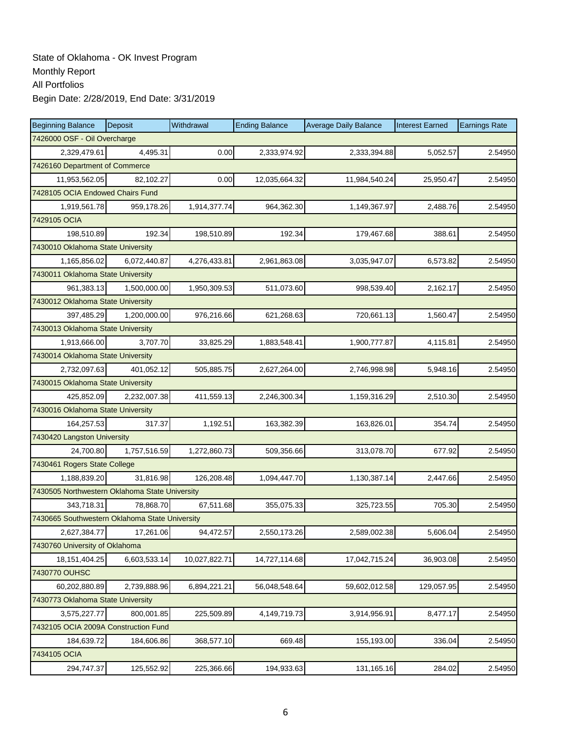State of Oklahoma - OK Invest Program
Monthly Report
All Portfolios
Begin Date: 2/28/2019, End Date: 3/31/2019

| Beginning Balance | Deposit | Withdrawal | Ending Balance | Average Daily Balance | Interest Earned | Earnings Rate |
|---|---|---|---|---|---|---|
| 7426000 OSF - Oil Overcharge | | | | | | |
| 2,329,479.61 | 4,495.31 | 0.00 | 2,333,974.92 | 2,333,394.88 | 5,052.57 | 2.54950 |
| 7426160 Department of Commerce | | | | | | |
| 11,953,562.05 | 82,102.27 | 0.00 | 12,035,664.32 | 11,984,540.24 | 25,950.47 | 2.54950 |
| 7428105 OCIA Endowed Chairs Fund | | | | | | |
| 1,919,561.78 | 959,178.26 | 1,914,377.74 | 964,362.30 | 1,149,367.97 | 2,488.76 | 2.54950 |
| 7429105 OCIA | | | | | | |
| 198,510.89 | 192.34 | 198,510.89 | 192.34 | 179,467.68 | 388.61 | 2.54950 |
| 7430010 Oklahoma State University | | | | | | |
| 1,165,856.02 | 6,072,440.87 | 4,276,433.81 | 2,961,863.08 | 3,035,947.07 | 6,573.82 | 2.54950 |
| 7430011 Oklahoma State University | | | | | | |
| 961,383.13 | 1,500,000.00 | 1,950,309.53 | 511,073.60 | 998,539.40 | 2,162.17 | 2.54950 |
| 7430012 Oklahoma State University | | | | | | |
| 397,485.29 | 1,200,000.00 | 976,216.66 | 621,268.63 | 720,661.13 | 1,560.47 | 2.54950 |
| 7430013 Oklahoma State University | | | | | | |
| 1,913,666.00 | 3,707.70 | 33,825.29 | 1,883,548.41 | 1,900,777.87 | 4,115.81 | 2.54950 |
| 7430014 Oklahoma State University | | | | | | |
| 2,732,097.63 | 401,052.12 | 505,885.75 | 2,627,264.00 | 2,746,998.98 | 5,948.16 | 2.54950 |
| 7430015 Oklahoma State University | | | | | | |
| 425,852.09 | 2,232,007.38 | 411,559.13 | 2,246,300.34 | 1,159,316.29 | 2,510.30 | 2.54950 |
| 7430016 Oklahoma State University | | | | | | |
| 164,257.53 | 317.37 | 1,192.51 | 163,382.39 | 163,826.01 | 354.74 | 2.54950 |
| 7430420 Langston University | | | | | | |
| 24,700.80 | 1,757,516.59 | 1,272,860.73 | 509,356.66 | 313,078.70 | 677.92 | 2.54950 |
| 7430461 Rogers State College | | | | | | |
| 1,188,839.20 | 31,816.98 | 126,208.48 | 1,094,447.70 | 1,130,387.14 | 2,447.66 | 2.54950 |
| 7430505 Northwestern Oklahoma State University | | | | | | |
| 343,718.31 | 78,868.70 | 67,511.68 | 355,075.33 | 325,723.55 | 705.30 | 2.54950 |
| 7430665 Southwestern Oklahoma State University | | | | | | |
| 2,627,384.77 | 17,261.06 | 94,472.57 | 2,550,173.26 | 2,589,002.38 | 5,606.04 | 2.54950 |
| 7430760 University of Oklahoma | | | | | | |
| 18,151,404.25 | 6,603,533.14 | 10,027,822.71 | 14,727,114.68 | 17,042,715.24 | 36,903.08 | 2.54950 |
| 7430770 OUHSC | | | | | | |
| 60,202,880.89 | 2,739,888.96 | 6,894,221.21 | 56,048,548.64 | 59,602,012.58 | 129,057.95 | 2.54950 |
| 7430773 Oklahoma State University | | | | | | |
| 3,575,227.77 | 800,001.85 | 225,509.89 | 4,149,719.73 | 3,914,956.91 | 8,477.17 | 2.54950 |
| 7432105 OCIA 2009A Construction Fund | | | | | | |
| 184,639.72 | 184,606.86 | 368,577.10 | 669.48 | 155,193.00 | 336.04 | 2.54950 |
| 7434105 OCIA | | | | | | |
| 294,747.37 | 125,552.92 | 225,366.66 | 194,933.63 | 131,165.16 | 284.02 | 2.54950 |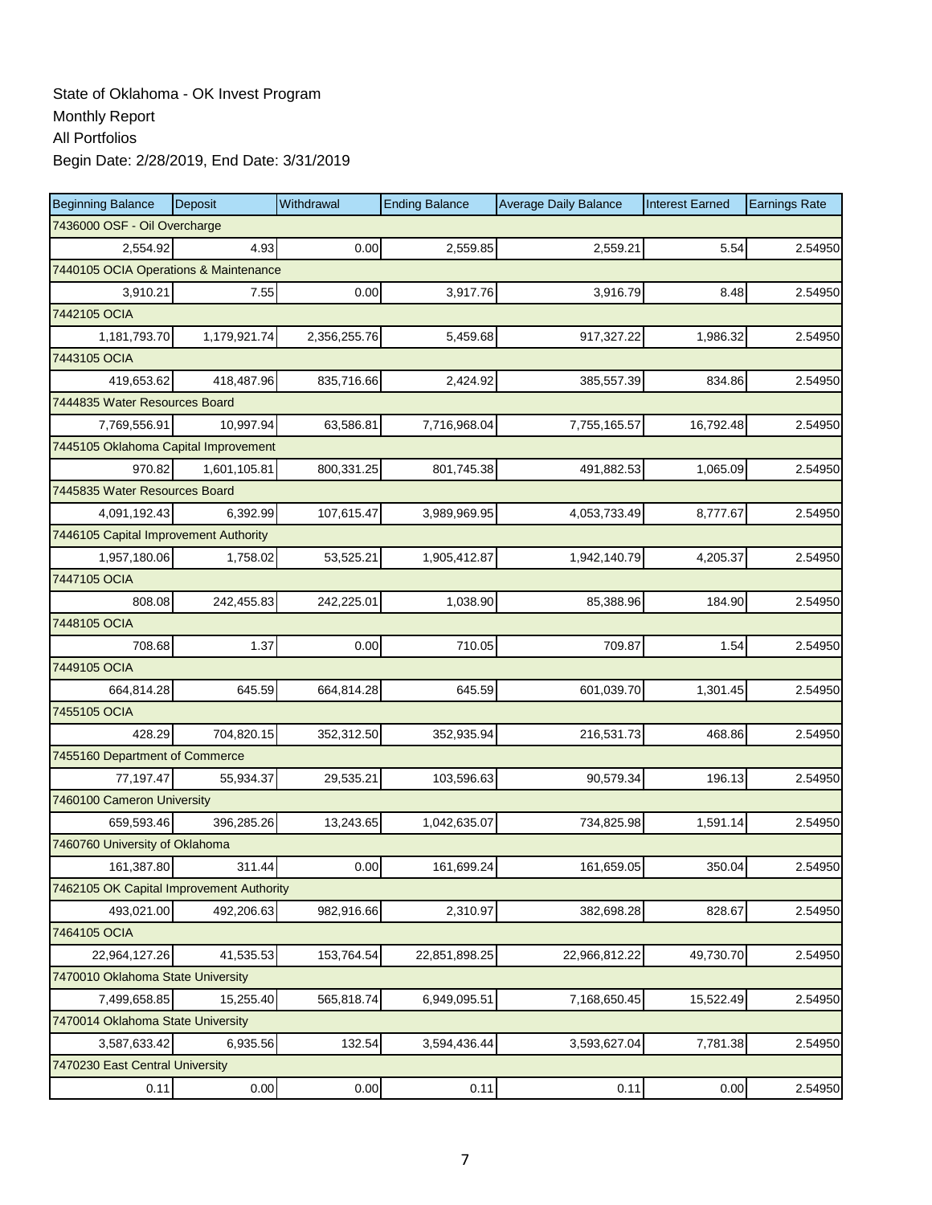State of Oklahoma - OK Invest Program
Monthly Report
All Portfolios
Begin Date: 2/28/2019, End Date: 3/31/2019

| Beginning Balance | Deposit | Withdrawal | Ending Balance | Average Daily Balance | Interest Earned | Earnings Rate |
|---|---|---|---|---|---|---|
| 7436000 OSF - Oil Overcharge | | | | | | |
| 2,554.92 | 4.93 | 0.00 | 2,559.85 | 2,559.21 | 5.54 | 2.54950 |
| 7440105 OCIA Operations & Maintenance | | | | | | |
| 3,910.21 | 7.55 | 0.00 | 3,917.76 | 3,916.79 | 8.48 | 2.54950 |
| 7442105 OCIA | | | | | | |
| 1,181,793.70 | 1,179,921.74 | 2,356,255.76 | 5,459.68 | 917,327.22 | 1,986.32 | 2.54950 |
| 7443105 OCIA | | | | | | |
| 419,653.62 | 418,487.96 | 835,716.66 | 2,424.92 | 385,557.39 | 834.86 | 2.54950 |
| 7444835 Water Resources Board | | | | | | |
| 7,769,556.91 | 10,997.94 | 63,586.81 | 7,716,968.04 | 7,755,165.57 | 16,792.48 | 2.54950 |
| 7445105 Oklahoma Capital Improvement | | | | | | |
| 970.82 | 1,601,105.81 | 800,331.25 | 801,745.38 | 491,882.53 | 1,065.09 | 2.54950 |
| 7445835 Water Resources Board | | | | | | |
| 4,091,192.43 | 6,392.99 | 107,615.47 | 3,989,969.95 | 4,053,733.49 | 8,777.67 | 2.54950 |
| 7446105 Capital Improvement Authority | | | | | | |
| 1,957,180.06 | 1,758.02 | 53,525.21 | 1,905,412.87 | 1,942,140.79 | 4,205.37 | 2.54950 |
| 7447105 OCIA | | | | | | |
| 808.08 | 242,455.83 | 242,225.01 | 1,038.90 | 85,388.96 | 184.90 | 2.54950 |
| 7448105 OCIA | | | | | | |
| 708.68 | 1.37 | 0.00 | 710.05 | 709.87 | 1.54 | 2.54950 |
| 7449105 OCIA | | | | | | |
| 664,814.28 | 645.59 | 664,814.28 | 645.59 | 601,039.70 | 1,301.45 | 2.54950 |
| 7455105 OCIA | | | | | | |
| 428.29 | 704,820.15 | 352,312.50 | 352,935.94 | 216,531.73 | 468.86 | 2.54950 |
| 7455160 Department of Commerce | | | | | | |
| 77,197.47 | 55,934.37 | 29,535.21 | 103,596.63 | 90,579.34 | 196.13 | 2.54950 |
| 7460100 Cameron University | | | | | | |
| 659,593.46 | 396,285.26 | 13,243.65 | 1,042,635.07 | 734,825.98 | 1,591.14 | 2.54950 |
| 7460760 University of Oklahoma | | | | | | |
| 161,387.80 | 311.44 | 0.00 | 161,699.24 | 161,659.05 | 350.04 | 2.54950 |
| 7462105 OK Capital Improvement Authority | | | | | | |
| 493,021.00 | 492,206.63 | 982,916.66 | 2,310.97 | 382,698.28 | 828.67 | 2.54950 |
| 7464105 OCIA | | | | | | |
| 22,964,127.26 | 41,535.53 | 153,764.54 | 22,851,898.25 | 22,966,812.22 | 49,730.70 | 2.54950 |
| 7470010 Oklahoma State University | | | | | | |
| 7,499,658.85 | 15,255.40 | 565,818.74 | 6,949,095.51 | 7,168,650.45 | 15,522.49 | 2.54950 |
| 7470014 Oklahoma State University | | | | | | |
| 3,587,633.42 | 6,935.56 | 132.54 | 3,594,436.44 | 3,593,627.04 | 7,781.38 | 2.54950 |
| 7470230 East Central University | | | | | | |
| 0.11 | 0.00 | 0.00 | 0.11 | 0.11 | 0.00 | 2.54950 |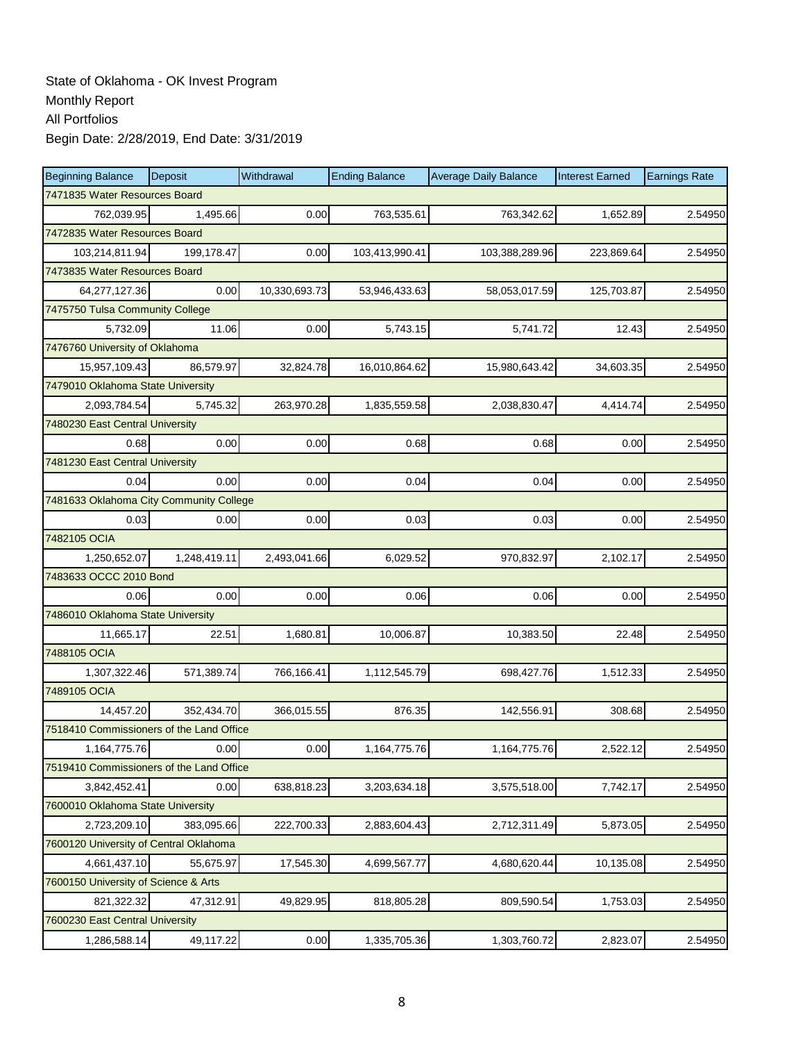State of Oklahoma - OK Invest Program
Monthly Report
All Portfolios
Begin Date: 2/28/2019, End Date: 3/31/2019

| Beginning Balance | Deposit | Withdrawal | Ending Balance | Average Daily Balance | Interest Earned | Earnings Rate |
|---|---|---|---|---|---|---|
| 7471835 Water Resources Board | | | | | | |
| 762,039.95 | 1,495.66 | 0.00 | 763,535.61 | 763,342.62 | 1,652.89 | 2.54950 |
| 7472835 Water Resources Board | | | | | | |
| 103,214,811.94 | 199,178.47 | 0.00 | 103,413,990.41 | 103,388,289.96 | 223,869.64 | 2.54950 |
| 7473835 Water Resources Board | | | | | | |
| 64,277,127.36 | 0.00 | 10,330,693.73 | 53,946,433.63 | 58,053,017.59 | 125,703.87 | 2.54950 |
| 7475750 Tulsa Community College | | | | | | |
| 5,732.09 | 11.06 | 0.00 | 5,743.15 | 5,741.72 | 12.43 | 2.54950 |
| 7476760 University of Oklahoma | | | | | | |
| 15,957,109.43 | 86,579.97 | 32,824.78 | 16,010,864.62 | 15,980,643.42 | 34,603.35 | 2.54950 |
| 7479010 Oklahoma State University | | | | | | |
| 2,093,784.54 | 5,745.32 | 263,970.28 | 1,835,559.58 | 2,038,830.47 | 4,414.74 | 2.54950 |
| 7480230 East Central University | | | | | | |
| 0.68 | 0.00 | 0.00 | 0.68 | 0.68 | 0.00 | 2.54950 |
| 7481230 East Central University | | | | | | |
| 0.04 | 0.00 | 0.00 | 0.04 | 0.04 | 0.00 | 2.54950 |
| 7481633 Oklahoma City Community College | | | | | | |
| 0.03 | 0.00 | 0.00 | 0.03 | 0.03 | 0.00 | 2.54950 |
| 7482105 OCIA | | | | | | |
| 1,250,652.07 | 1,248,419.11 | 2,493,041.66 | 6,029.52 | 970,832.97 | 2,102.17 | 2.54950 |
| 7483633 OCCC 2010 Bond | | | | | | |
| 0.06 | 0.00 | 0.00 | 0.06 | 0.06 | 0.00 | 2.54950 |
| 7486010 Oklahoma State University | | | | | | |
| 11,665.17 | 22.51 | 1,680.81 | 10,006.87 | 10,383.50 | 22.48 | 2.54950 |
| 7488105 OCIA | | | | | | |
| 1,307,322.46 | 571,389.74 | 766,166.41 | 1,112,545.79 | 698,427.76 | 1,512.33 | 2.54950 |
| 7489105 OCIA | | | | | | |
| 14,457.20 | 352,434.70 | 366,015.55 | 876.35 | 142,556.91 | 308.68 | 2.54950 |
| 7518410 Commissioners of the Land Office | | | | | | |
| 1,164,775.76 | 0.00 | 0.00 | 1,164,775.76 | 1,164,775.76 | 2,522.12 | 2.54950 |
| 7519410 Commissioners of the Land Office | | | | | | |
| 3,842,452.41 | 0.00 | 638,818.23 | 3,203,634.18 | 3,575,518.00 | 7,742.17 | 2.54950 |
| 7600010 Oklahoma State University | | | | | | |
| 2,723,209.10 | 383,095.66 | 222,700.33 | 2,883,604.43 | 2,712,311.49 | 5,873.05 | 2.54950 |
| 7600120 University of Central Oklahoma | | | | | | |
| 4,661,437.10 | 55,675.97 | 17,545.30 | 4,699,567.77 | 4,680,620.44 | 10,135.08 | 2.54950 |
| 7600150 University of Science & Arts | | | | | | |
| 821,322.32 | 47,312.91 | 49,829.95 | 818,805.28 | 809,590.54 | 1,753.03 | 2.54950 |
| 7600230 East Central University | | | | | | |
| 1,286,588.14 | 49,117.22 | 0.00 | 1,335,705.36 | 1,303,760.72 | 2,823.07 | 2.54950 |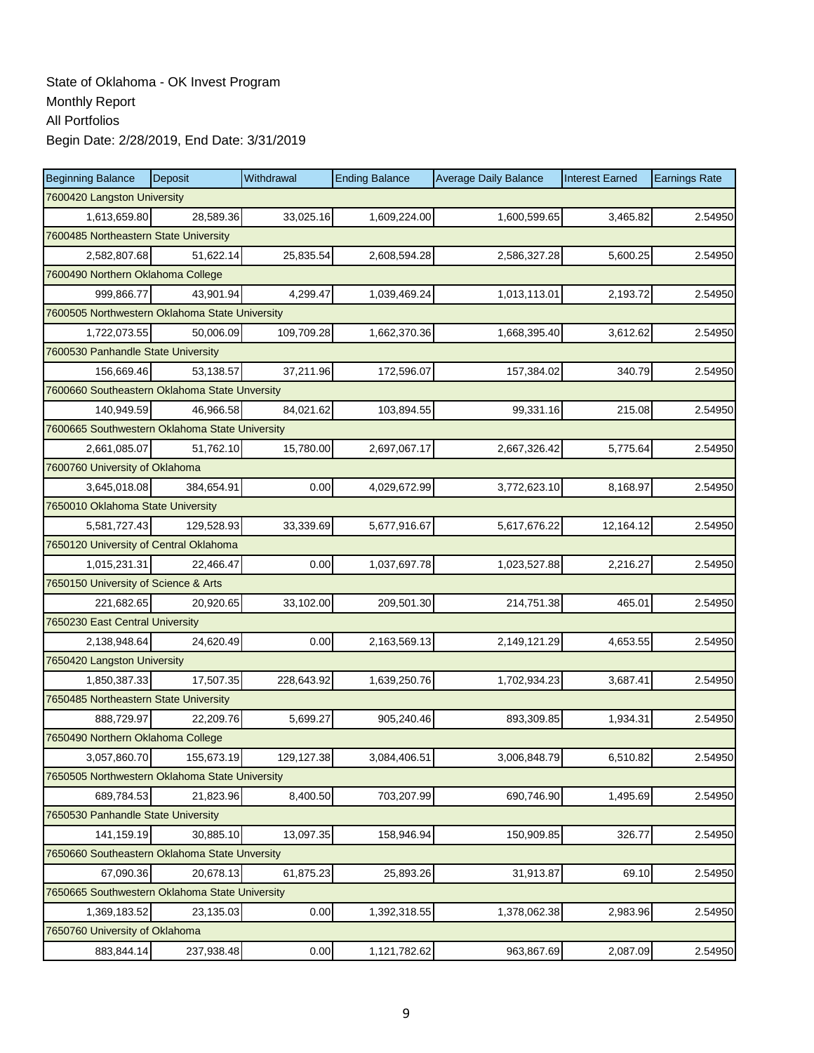State of Oklahoma - OK Invest Program
Monthly Report
All Portfolios
Begin Date: 2/28/2019, End Date: 3/31/2019

| Beginning Balance | Deposit | Withdrawal | Ending Balance | Average Daily Balance | Interest Earned | Earnings Rate |
|---|---|---|---|---|---|---|
| 7600420 Langston University | | | | | | |
| 1,613,659.80 | 28,589.36 | 33,025.16 | 1,609,224.00 | 1,600,599.65 | 3,465.82 | 2.54950 |
| 7600485 Northeastern State University | | | | | | |
| 2,582,807.68 | 51,622.14 | 25,835.54 | 2,608,594.28 | 2,586,327.28 | 5,600.25 | 2.54950 |
| 7600490 Northern Oklahoma College | | | | | | |
| 999,866.77 | 43,901.94 | 4,299.47 | 1,039,469.24 | 1,013,113.01 | 2,193.72 | 2.54950 |
| 7600505 Northwestern Oklahoma State University | | | | | | |
| 1,722,073.55 | 50,006.09 | 109,709.28 | 1,662,370.36 | 1,668,395.40 | 3,612.62 | 2.54950 |
| 7600530 Panhandle State University | | | | | | |
| 156,669.46 | 53,138.57 | 37,211.96 | 172,596.07 | 157,384.02 | 340.79 | 2.54950 |
| 7600660 Southeastern Oklahoma State Unversity | | | | | | |
| 140,949.59 | 46,966.58 | 84,021.62 | 103,894.55 | 99,331.16 | 215.08 | 2.54950 |
| 7600665 Southwestern Oklahoma State University | | | | | | |
| 2,661,085.07 | 51,762.10 | 15,780.00 | 2,697,067.17 | 2,667,326.42 | 5,775.64 | 2.54950 |
| 7600760 University of Oklahoma | | | | | | |
| 3,645,018.08 | 384,654.91 | 0.00 | 4,029,672.99 | 3,772,623.10 | 8,168.97 | 2.54950 |
| 7650010 Oklahoma State University | | | | | | |
| 5,581,727.43 | 129,528.93 | 33,339.69 | 5,677,916.67 | 5,617,676.22 | 12,164.12 | 2.54950 |
| 7650120 University of Central Oklahoma | | | | | | |
| 1,015,231.31 | 22,466.47 | 0.00 | 1,037,697.78 | 1,023,527.88 | 2,216.27 | 2.54950 |
| 7650150 University of Science & Arts | | | | | | |
| 221,682.65 | 20,920.65 | 33,102.00 | 209,501.30 | 214,751.38 | 465.01 | 2.54950 |
| 7650230 East Central University | | | | | | |
| 2,138,948.64 | 24,620.49 | 0.00 | 2,163,569.13 | 2,149,121.29 | 4,653.55 | 2.54950 |
| 7650420 Langston University | | | | | | |
| 1,850,387.33 | 17,507.35 | 228,643.92 | 1,639,250.76 | 1,702,934.23 | 3,687.41 | 2.54950 |
| 7650485 Northeastern State University | | | | | | |
| 888,729.97 | 22,209.76 | 5,699.27 | 905,240.46 | 893,309.85 | 1,934.31 | 2.54950 |
| 7650490 Northern Oklahoma College | | | | | | |
| 3,057,860.70 | 155,673.19 | 129,127.38 | 3,084,406.51 | 3,006,848.79 | 6,510.82 | 2.54950 |
| 7650505 Northwestern Oklahoma State University | | | | | | |
| 689,784.53 | 21,823.96 | 8,400.50 | 703,207.99 | 690,746.90 | 1,495.69 | 2.54950 |
| 7650530 Panhandle State University | | | | | | |
| 141,159.19 | 30,885.10 | 13,097.35 | 158,946.94 | 150,909.85 | 326.77 | 2.54950 |
| 7650660 Southeastern Oklahoma State Unversity | | | | | | |
| 67,090.36 | 20,678.13 | 61,875.23 | 25,893.26 | 31,913.87 | 69.10 | 2.54950 |
| 7650665 Southwestern Oklahoma State University | | | | | | |
| 1,369,183.52 | 23,135.03 | 0.00 | 1,392,318.55 | 1,378,062.38 | 2,983.96 | 2.54950 |
| 7650760 University of Oklahoma | | | | | | |
| 883,844.14 | 237,938.48 | 0.00 | 1,121,782.62 | 963,867.69 | 2,087.09 | 2.54950 |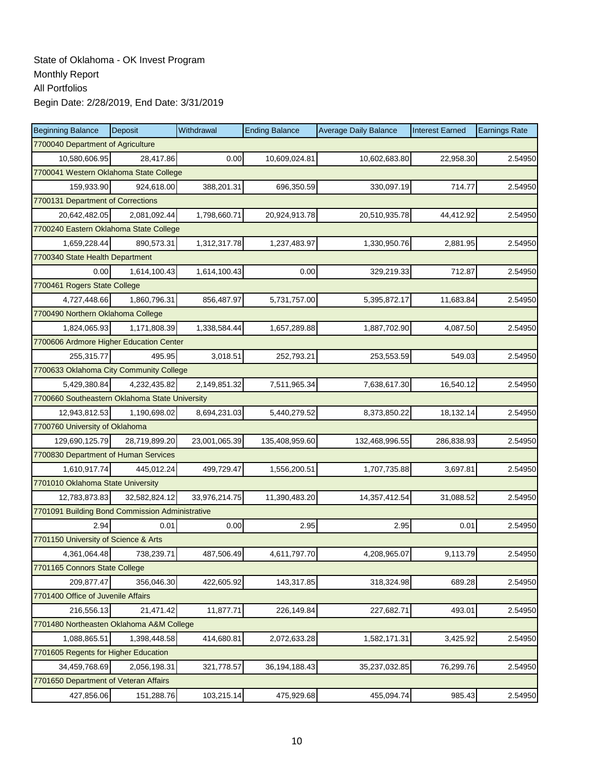State of Oklahoma - OK Invest Program
Monthly Report
All Portfolios
Begin Date: 2/28/2019, End Date: 3/31/2019

| Beginning Balance | Deposit | Withdrawal | Ending Balance | Average Daily Balance | Interest Earned | Earnings Rate |
|---|---|---|---|---|---|---|
| 7700040 Department of Agriculture | | | | | | |
| 10,580,606.95 | 28,417.86 | 0.00 | 10,609,024.81 | 10,602,683.80 | 22,958.30 | 2.54950 |
| 7700041 Western Oklahoma State College | | | | | | |
| 159,933.90 | 924,618.00 | 388,201.31 | 696,350.59 | 330,097.19 | 714.77 | 2.54950 |
| 7700131 Department of Corrections | | | | | | |
| 20,642,482.05 | 2,081,092.44 | 1,798,660.71 | 20,924,913.78 | 20,510,935.78 | 44,412.92 | 2.54950 |
| 7700240 Eastern Oklahoma State College | | | | | | |
| 1,659,228.44 | 890,573.31 | 1,312,317.78 | 1,237,483.97 | 1,330,950.76 | 2,881.95 | 2.54950 |
| 7700340 State Health Department | | | | | | |
| 0.00 | 1,614,100.43 | 1,614,100.43 | 0.00 | 329,219.33 | 712.87 | 2.54950 |
| 7700461 Rogers State College | | | | | | |
| 4,727,448.66 | 1,860,796.31 | 856,487.97 | 5,731,757.00 | 5,395,872.17 | 11,683.84 | 2.54950 |
| 7700490 Northern Oklahoma College | | | | | | |
| 1,824,065.93 | 1,171,808.39 | 1,338,584.44 | 1,657,289.88 | 1,887,702.90 | 4,087.50 | 2.54950 |
| 7700606 Ardmore Higher Education Center | | | | | | |
| 255,315.77 | 495.95 | 3,018.51 | 252,793.21 | 253,553.59 | 549.03 | 2.54950 |
| 7700633 Oklahoma City Community College | | | | | | |
| 5,429,380.84 | 4,232,435.82 | 2,149,851.32 | 7,511,965.34 | 7,638,617.30 | 16,540.12 | 2.54950 |
| 7700660 Southeastern Oklahoma State University | | | | | | |
| 12,943,812.53 | 1,190,698.02 | 8,694,231.03 | 5,440,279.52 | 8,373,850.22 | 18,132.14 | 2.54950 |
| 7700760 University of Oklahoma | | | | | | |
| 129,690,125.79 | 28,719,899.20 | 23,001,065.39 | 135,408,959.60 | 132,468,996.55 | 286,838.93 | 2.54950 |
| 7700830 Department of Human Services | | | | | | |
| 1,610,917.74 | 445,012.24 | 499,729.47 | 1,556,200.51 | 1,707,735.88 | 3,697.81 | 2.54950 |
| 7701010 Oklahoma State University | | | | | | |
| 12,783,873.83 | 32,582,824.12 | 33,976,214.75 | 11,390,483.20 | 14,357,412.54 | 31,088.52 | 2.54950 |
| 7701091 Building Bond Commission Administrative | | | | | | |
| 2.94 | 0.01 | 0.00 | 2.95 | 2.95 | 0.01 | 2.54950 |
| 7701150 University of Science & Arts | | | | | | |
| 4,361,064.48 | 738,239.71 | 487,506.49 | 4,611,797.70 | 4,208,965.07 | 9,113.79 | 2.54950 |
| 7701165 Connors State College | | | | | | |
| 209,877.47 | 356,046.30 | 422,605.92 | 143,317.85 | 318,324.98 | 689.28 | 2.54950 |
| 7701400 Office of Juvenile Affairs | | | | | | |
| 216,556.13 | 21,471.42 | 11,877.71 | 226,149.84 | 227,682.71 | 493.01 | 2.54950 |
| 7701480 Northeasten Oklahoma A&M College | | | | | | |
| 1,088,865.51 | 1,398,448.58 | 414,680.81 | 2,072,633.28 | 1,582,171.31 | 3,425.92 | 2.54950 |
| 7701605 Regents for Higher Education | | | | | | |
| 34,459,768.69 | 2,056,198.31 | 321,778.57 | 36,194,188.43 | 35,237,032.85 | 76,299.76 | 2.54950 |
| 7701650 Department of Veteran Affairs | | | | | | |
| 427,856.06 | 151,288.76 | 103,215.14 | 475,929.68 | 455,094.74 | 985.43 | 2.54950 |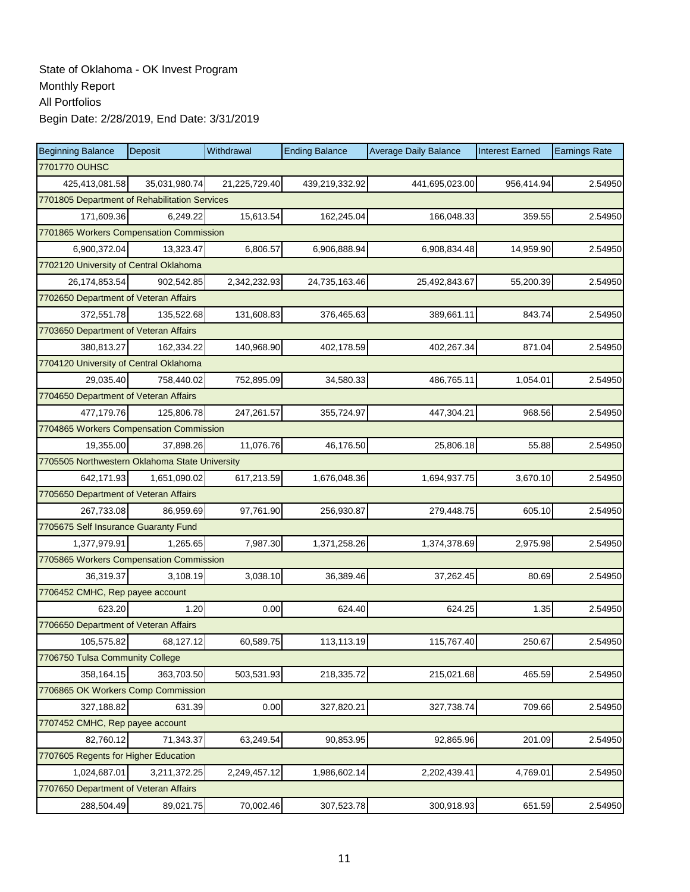State of Oklahoma - OK Invest Program
Monthly Report
All Portfolios
Begin Date: 2/28/2019, End Date: 3/31/2019

| Beginning Balance | Deposit | Withdrawal | Ending Balance | Average Daily Balance | Interest Earned | Earnings Rate |
|---|---|---|---|---|---|---|
| 7701770 OUHSC | | | | | | |
| 425,413,081.58 | 35,031,980.74 | 21,225,729.40 | 439,219,332.92 | 441,695,023.00 | 956,414.94 | 2.54950 |
| 7701805 Department of Rehabilitation Services | | | | | | |
| 171,609.36 | 6,249.22 | 15,613.54 | 162,245.04 | 166,048.33 | 359.55 | 2.54950 |
| 7701865 Workers Compensation Commission | | | | | | |
| 6,900,372.04 | 13,323.47 | 6,806.57 | 6,906,888.94 | 6,908,834.48 | 14,959.90 | 2.54950 |
| 7702120 University of Central Oklahoma | | | | | | |
| 26,174,853.54 | 902,542.85 | 2,342,232.93 | 24,735,163.46 | 25,492,843.67 | 55,200.39 | 2.54950 |
| 7702650 Department of Veteran Affairs | | | | | | |
| 372,551.78 | 135,522.68 | 131,608.83 | 376,465.63 | 389,661.11 | 843.74 | 2.54950 |
| 7703650 Department of Veteran Affairs | | | | | | |
| 380,813.27 | 162,334.22 | 140,968.90 | 402,178.59 | 402,267.34 | 871.04 | 2.54950 |
| 7704120 University of Central Oklahoma | | | | | | |
| 29,035.40 | 758,440.02 | 752,895.09 | 34,580.33 | 486,765.11 | 1,054.01 | 2.54950 |
| 7704650 Department of Veteran Affairs | | | | | | |
| 477,179.76 | 125,806.78 | 247,261.57 | 355,724.97 | 447,304.21 | 968.56 | 2.54950 |
| 7704865 Workers Compensation Commission | | | | | | |
| 19,355.00 | 37,898.26 | 11,076.76 | 46,176.50 | 25,806.18 | 55.88 | 2.54950 |
| 7705505 Northwestern Oklahoma State University | | | | | | |
| 642,171.93 | 1,651,090.02 | 617,213.59 | 1,676,048.36 | 1,694,937.75 | 3,670.10 | 2.54950 |
| 7705650 Department of Veteran Affairs | | | | | | |
| 267,733.08 | 86,959.69 | 97,761.90 | 256,930.87 | 279,448.75 | 605.10 | 2.54950 |
| 7705675 Self Insurance Guaranty Fund | | | | | | |
| 1,377,979.91 | 1,265.65 | 7,987.30 | 1,371,258.26 | 1,374,378.69 | 2,975.98 | 2.54950 |
| 7705865 Workers Compensation Commission | | | | | | |
| 36,319.37 | 3,108.19 | 3,038.10 | 36,389.46 | 37,262.45 | 80.69 | 2.54950 |
| 7706452 CMHC, Rep payee account | | | | | | |
| 623.20 | 1.20 | 0.00 | 624.40 | 624.25 | 1.35 | 2.54950 |
| 7706650 Department of Veteran Affairs | | | | | | |
| 105,575.82 | 68,127.12 | 60,589.75 | 113,113.19 | 115,767.40 | 250.67 | 2.54950 |
| 7706750 Tulsa Community College | | | | | | |
| 358,164.15 | 363,703.50 | 503,531.93 | 218,335.72 | 215,021.68 | 465.59 | 2.54950 |
| 7706865 OK Workers Comp Commission | | | | | | |
| 327,188.82 | 631.39 | 0.00 | 327,820.21 | 327,738.74 | 709.66 | 2.54950 |
| 7707452 CMHC, Rep payee account | | | | | | |
| 82,760.12 | 71,343.37 | 63,249.54 | 90,853.95 | 92,865.96 | 201.09 | 2.54950 |
| 7707605 Regents for Higher Education | | | | | | |
| 1,024,687.01 | 3,211,372.25 | 2,249,457.12 | 1,986,602.14 | 2,202,439.41 | 4,769.01 | 2.54950 |
| 7707650 Department of Veteran Affairs | | | | | | |
| 288,504.49 | 89,021.75 | 70,002.46 | 307,523.78 | 300,918.93 | 651.59 | 2.54950 |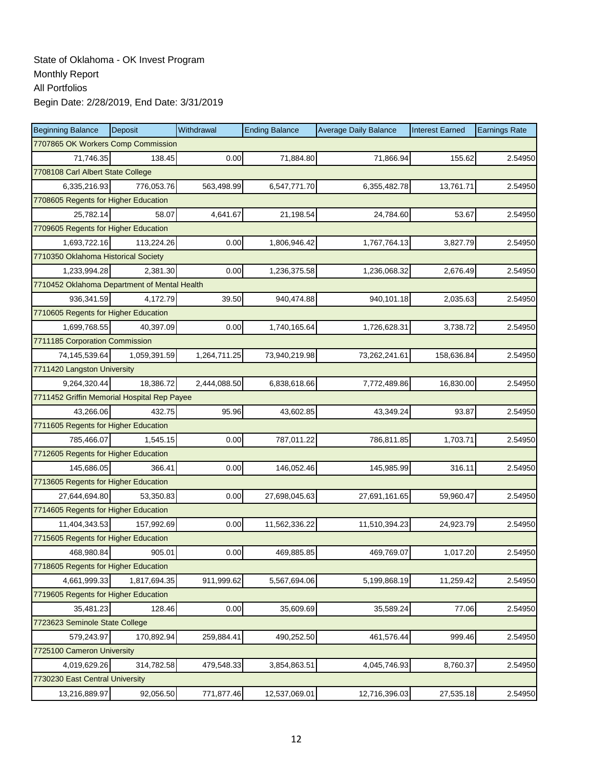State of Oklahoma - OK Invest Program
Monthly Report
All Portfolios
Begin Date: 2/28/2019, End Date: 3/31/2019

| Beginning Balance | Deposit | Withdrawal | Ending Balance | Average Daily Balance | Interest Earned | Earnings Rate |
|---|---|---|---|---|---|---|
| 7707865 OK Workers Comp Commission | | | | | | |
| 71,746.35 | 138.45 | 0.00 | 71,884.80 | 71,866.94 | 155.62 | 2.54950 |
| 7708108 Carl Albert State College | | | | | | |
| 6,335,216.93 | 776,053.76 | 563,498.99 | 6,547,771.70 | 6,355,482.78 | 13,761.71 | 2.54950 |
| 7708605 Regents for Higher Education | | | | | | |
| 25,782.14 | 58.07 | 4,641.67 | 21,198.54 | 24,784.60 | 53.67 | 2.54950 |
| 7709605 Regents for Higher Education | | | | | | |
| 1,693,722.16 | 113,224.26 | 0.00 | 1,806,946.42 | 1,767,764.13 | 3,827.79 | 2.54950 |
| 7710350 Oklahoma Historical Society | | | | | | |
| 1,233,994.28 | 2,381.30 | 0.00 | 1,236,375.58 | 1,236,068.32 | 2,676.49 | 2.54950 |
| 7710452 Oklahoma Department of Mental Health | | | | | | |
| 936,341.59 | 4,172.79 | 39.50 | 940,474.88 | 940,101.18 | 2,035.63 | 2.54950 |
| 7710605 Regents for Higher Education | | | | | | |
| 1,699,768.55 | 40,397.09 | 0.00 | 1,740,165.64 | 1,726,628.31 | 3,738.72 | 2.54950 |
| 7711185 Corporation Commission | | | | | | |
| 74,145,539.64 | 1,059,391.59 | 1,264,711.25 | 73,940,219.98 | 73,262,241.61 | 158,636.84 | 2.54950 |
| 7711420 Langston University | | | | | | |
| 9,264,320.44 | 18,386.72 | 2,444,088.50 | 6,838,618.66 | 7,772,489.86 | 16,830.00 | 2.54950 |
| 7711452 Griffin Memorial Hospital Rep Payee | | | | | | |
| 43,266.06 | 432.75 | 95.96 | 43,602.85 | 43,349.24 | 93.87 | 2.54950 |
| 7711605 Regents for Higher Education | | | | | | |
| 785,466.07 | 1,545.15 | 0.00 | 787,011.22 | 786,811.85 | 1,703.71 | 2.54950 |
| 7712605 Regents for Higher Education | | | | | | |
| 145,686.05 | 366.41 | 0.00 | 146,052.46 | 145,985.99 | 316.11 | 2.54950 |
| 7713605 Regents for Higher Education | | | | | | |
| 27,644,694.80 | 53,350.83 | 0.00 | 27,698,045.63 | 27,691,161.65 | 59,960.47 | 2.54950 |
| 7714605 Regents for Higher Education | | | | | | |
| 11,404,343.53 | 157,992.69 | 0.00 | 11,562,336.22 | 11,510,394.23 | 24,923.79 | 2.54950 |
| 7715605 Regents for Higher Education | | | | | | |
| 468,980.84 | 905.01 | 0.00 | 469,885.85 | 469,769.07 | 1,017.20 | 2.54950 |
| 7718605 Regents for Higher Education | | | | | | |
| 4,661,999.33 | 1,817,694.35 | 911,999.62 | 5,567,694.06 | 5,199,868.19 | 11,259.42 | 2.54950 |
| 7719605 Regents for Higher Education | | | | | | |
| 35,481.23 | 128.46 | 0.00 | 35,609.69 | 35,589.24 | 77.06 | 2.54950 |
| 7723623 Seminole State College | | | | | | |
| 579,243.97 | 170,892.94 | 259,884.41 | 490,252.50 | 461,576.44 | 999.46 | 2.54950 |
| 7725100 Cameron University | | | | | | |
| 4,019,629.26 | 314,782.58 | 479,548.33 | 3,854,863.51 | 4,045,746.93 | 8,760.37 | 2.54950 |
| 7730230 East Central University | | | | | | |
| 13,216,889.97 | 92,056.50 | 771,877.46 | 12,537,069.01 | 12,716,396.03 | 27,535.18 | 2.54950 |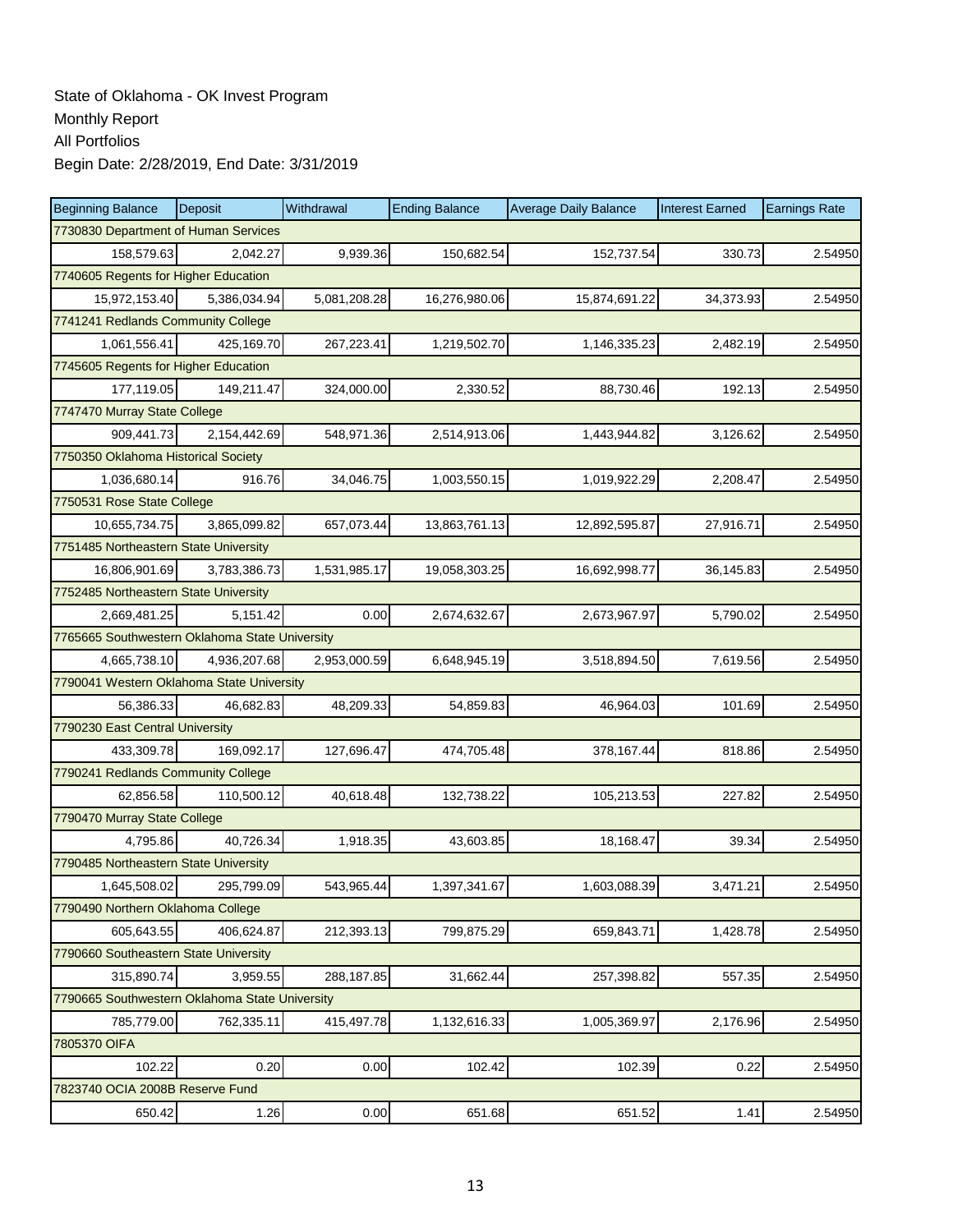State of Oklahoma - OK Invest Program
Monthly Report
All Portfolios
Begin Date: 2/28/2019, End Date: 3/31/2019

| Beginning Balance | Deposit | Withdrawal | Ending Balance | Average Daily Balance | Interest Earned | Earnings Rate |
|---|---|---|---|---|---|---|
| 7730830 Department of Human Services | | | | | | |
| 158,579.63 | 2,042.27 | 9,939.36 | 150,682.54 | 152,737.54 | 330.73 | 2.54950 |
| 7740605 Regents for Higher Education | | | | | | |
| 15,972,153.40 | 5,386,034.94 | 5,081,208.28 | 16,276,980.06 | 15,874,691.22 | 34,373.93 | 2.54950 |
| 7741241 Redlands Community College | | | | | | |
| 1,061,556.41 | 425,169.70 | 267,223.41 | 1,219,502.70 | 1,146,335.23 | 2,482.19 | 2.54950 |
| 7745605 Regents for Higher Education | | | | | | |
| 177,119.05 | 149,211.47 | 324,000.00 | 2,330.52 | 88,730.46 | 192.13 | 2.54950 |
| 7747470 Murray State College | | | | | | |
| 909,441.73 | 2,154,442.69 | 548,971.36 | 2,514,913.06 | 1,443,944.82 | 3,126.62 | 2.54950 |
| 7750350 Oklahoma Historical Society | | | | | | |
| 1,036,680.14 | 916.76 | 34,046.75 | 1,003,550.15 | 1,019,922.29 | 2,208.47 | 2.54950 |
| 7750531 Rose State College | | | | | | |
| 10,655,734.75 | 3,865,099.82 | 657,073.44 | 13,863,761.13 | 12,892,595.87 | 27,916.71 | 2.54950 |
| 7751485 Northeastern State University | | | | | | |
| 16,806,901.69 | 3,783,386.73 | 1,531,985.17 | 19,058,303.25 | 16,692,998.77 | 36,145.83 | 2.54950 |
| 7752485 Northeastern State University | | | | | | |
| 2,669,481.25 | 5,151.42 | 0.00 | 2,674,632.67 | 2,673,967.97 | 5,790.02 | 2.54950 |
| 7765665 Southwestern Oklahoma State University | | | | | | |
| 4,665,738.10 | 4,936,207.68 | 2,953,000.59 | 6,648,945.19 | 3,518,894.50 | 7,619.56 | 2.54950 |
| 7790041 Western Oklahoma State University | | | | | | |
| 56,386.33 | 46,682.83 | 48,209.33 | 54,859.83 | 46,964.03 | 101.69 | 2.54950 |
| 7790230 East Central University | | | | | | |
| 433,309.78 | 169,092.17 | 127,696.47 | 474,705.48 | 378,167.44 | 818.86 | 2.54950 |
| 7790241 Redlands Community College | | | | | | |
| 62,856.58 | 110,500.12 | 40,618.48 | 132,738.22 | 105,213.53 | 227.82 | 2.54950 |
| 7790470 Murray State College | | | | | | |
| 4,795.86 | 40,726.34 | 1,918.35 | 43,603.85 | 18,168.47 | 39.34 | 2.54950 |
| 7790485 Northeastern State University | | | | | | |
| 1,645,508.02 | 295,799.09 | 543,965.44 | 1,397,341.67 | 1,603,088.39 | 3,471.21 | 2.54950 |
| 7790490 Northern Oklahoma College | | | | | | |
| 605,643.55 | 406,624.87 | 212,393.13 | 799,875.29 | 659,843.71 | 1,428.78 | 2.54950 |
| 7790660 Southeastern State University | | | | | | |
| 315,890.74 | 3,959.55 | 288,187.85 | 31,662.44 | 257,398.82 | 557.35 | 2.54950 |
| 7790665 Southwestern Oklahoma State University | | | | | | |
| 785,779.00 | 762,335.11 | 415,497.78 | 1,132,616.33 | 1,005,369.97 | 2,176.96 | 2.54950 |
| 7805370 OIFA | | | | | | |
| 102.22 | 0.20 | 0.00 | 102.42 | 102.39 | 0.22 | 2.54950 |
| 7823740 OCIA 2008B Reserve Fund | | | | | | |
| 650.42 | 1.26 | 0.00 | 651.68 | 651.52 | 1.41 | 2.54950 |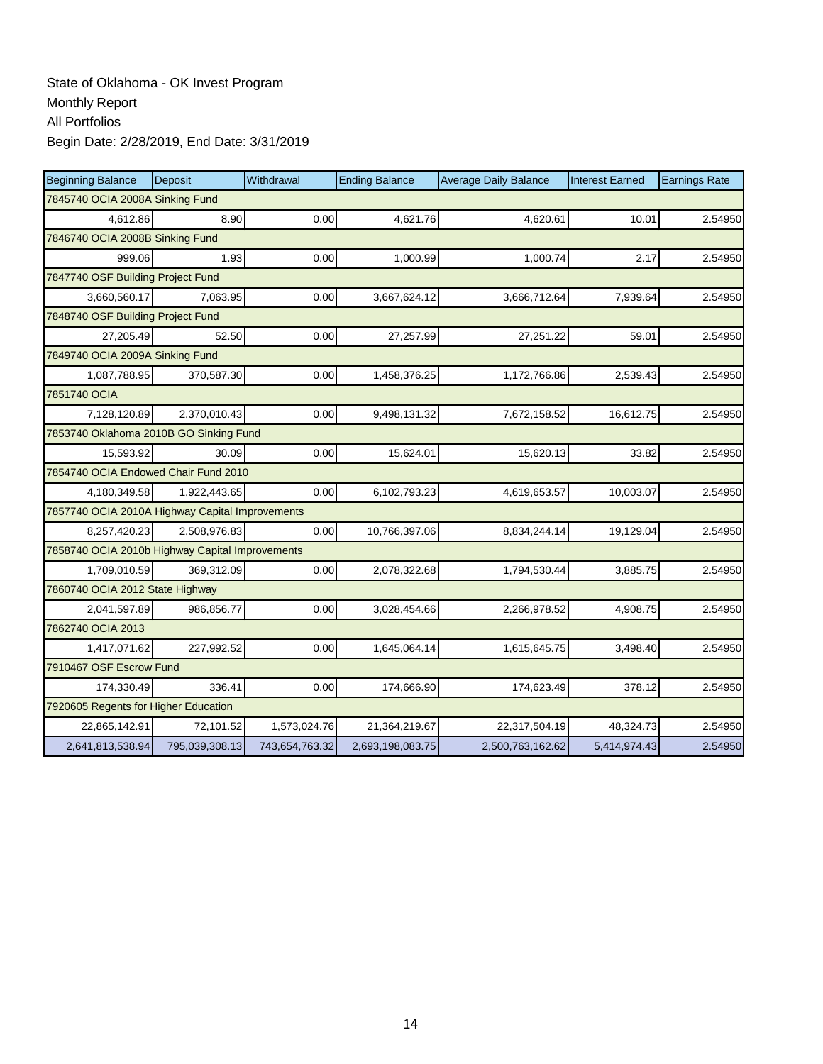State of Oklahoma - OK Invest Program

Monthly Report

All Portfolios

Begin Date: 2/28/2019, End Date: 3/31/2019

| Beginning Balance | Deposit | Withdrawal | Ending Balance | Average Daily Balance | Interest Earned | Earnings Rate |
|---|---|---|---|---|---|---|
| 7845740 OCIA 2008A Sinking Fund | | | | | | |
| 4,612.86 | 8.90 | 0.00 | 4,621.76 | 4,620.61 | 10.01 | 2.54950 |
| 7846740 OCIA 2008B Sinking Fund | | | | | | |
| 999.06 | 1.93 | 0.00 | 1,000.99 | 1,000.74 | 2.17 | 2.54950 |
| 7847740 OSF Building Project Fund | | | | | | |
| 3,660,560.17 | 7,063.95 | 0.00 | 3,667,624.12 | 3,666,712.64 | 7,939.64 | 2.54950 |
| 7848740 OSF Building Project Fund | | | | | | |
| 27,205.49 | 52.50 | 0.00 | 27,257.99 | 27,251.22 | 59.01 | 2.54950 |
| 7849740 OCIA 2009A Sinking Fund | | | | | | |
| 1,087,788.95 | 370,587.30 | 0.00 | 1,458,376.25 | 1,172,766.86 | 2,539.43 | 2.54950 |
| 7851740 OCIA | | | | | | |
| 7,128,120.89 | 2,370,010.43 | 0.00 | 9,498,131.32 | 7,672,158.52 | 16,612.75 | 2.54950 |
| 7853740 Oklahoma 2010B GO Sinking Fund | | | | | | |
| 15,593.92 | 30.09 | 0.00 | 15,624.01 | 15,620.13 | 33.82 | 2.54950 |
| 7854740 OCIA Endowed Chair Fund 2010 | | | | | | |
| 4,180,349.58 | 1,922,443.65 | 0.00 | 6,102,793.23 | 4,619,653.57 | 10,003.07 | 2.54950 |
| 7857740 OCIA 2010A Highway Capital Improvements | | | | | | |
| 8,257,420.23 | 2,508,976.83 | 0.00 | 10,766,397.06 | 8,834,244.14 | 19,129.04 | 2.54950 |
| 7858740 OCIA 2010b Highway Capital Improvements | | | | | | |
| 1,709,010.59 | 369,312.09 | 0.00 | 2,078,322.68 | 1,794,530.44 | 3,885.75 | 2.54950 |
| 7860740 OCIA 2012 State Highway | | | | | | |
| 2,041,597.89 | 986,856.77 | 0.00 | 3,028,454.66 | 2,266,978.52 | 4,908.75 | 2.54950 |
| 7862740 OCIA 2013 | | | | | | |
| 1,417,071.62 | 227,992.52 | 0.00 | 1,645,064.14 | 1,615,645.75 | 3,498.40 | 2.54950 |
| 7910467 OSF Escrow Fund | | | | | | |
| 174,330.49 | 336.41 | 0.00 | 174,666.90 | 174,623.49 | 378.12 | 2.54950 |
| 7920605 Regents for Higher Education | | | | | | |
| 22,865,142.91 | 72,101.52 | 1,573,024.76 | 21,364,219.67 | 22,317,504.19 | 48,324.73 | 2.54950 |
| 2,641,813,538.94 | 795,039,308.13 | 743,654,763.32 | 2,693,198,083.75 | 2,500,763,162.62 | 5,414,974.43 | 2.54950 |